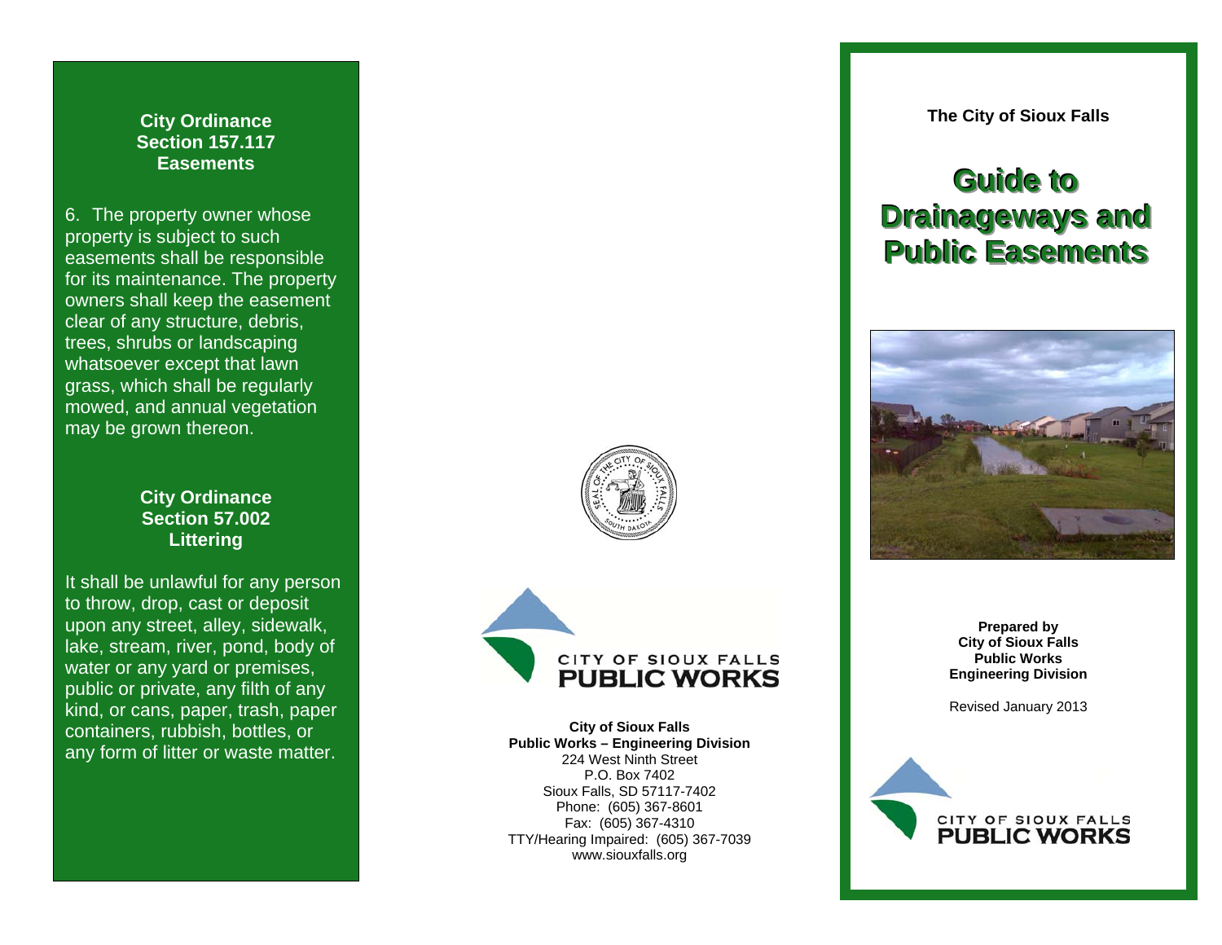### City Ordinance Section 157.117 Easements

6. The property owner whose property is subject to such easements shall be responsible for its maintenance. The property owners shall keep the easement clear of any structure, debris, trees, shrubs or landscaping whatsoever except that lawn grass, which shall be regularly mowed, and annual vegetation may be grown thereon.

### City Ordinance Section 57.002 Littering

It shall be unlawful for any person to throw, drop, cast or deposit upon any street, alley, sidewalk, lake, stream, river, pond, body of water or any yard or premises, public or private, any filth of any kind, or cans, paper, trash, paper containers, rubbish, bottles, or any form of litter or waste matter.

CITY OF SIOUX FALLS
PUBLIC WORKS

**City of Sioux Falls**
**Public Works – Engineering Division**
224 West Ninth Street
P.O. Box 7402
Sioux Falls, SD 57117-7402
Phone: (605) 367-8601
Fax: (605) 367-4310
TTY/Hearing Impaired: (605) 367-7039
www.siouxfalls.org

**The City of Sioux Falls**

# Guide to Drainageways and Public Easements

**Prepared by**
**City of Sioux Falls**
**Public Works**
**Engineering Division**

Revised January 2013

CITY OF SIOUX FALLS
PUBLIC WORKS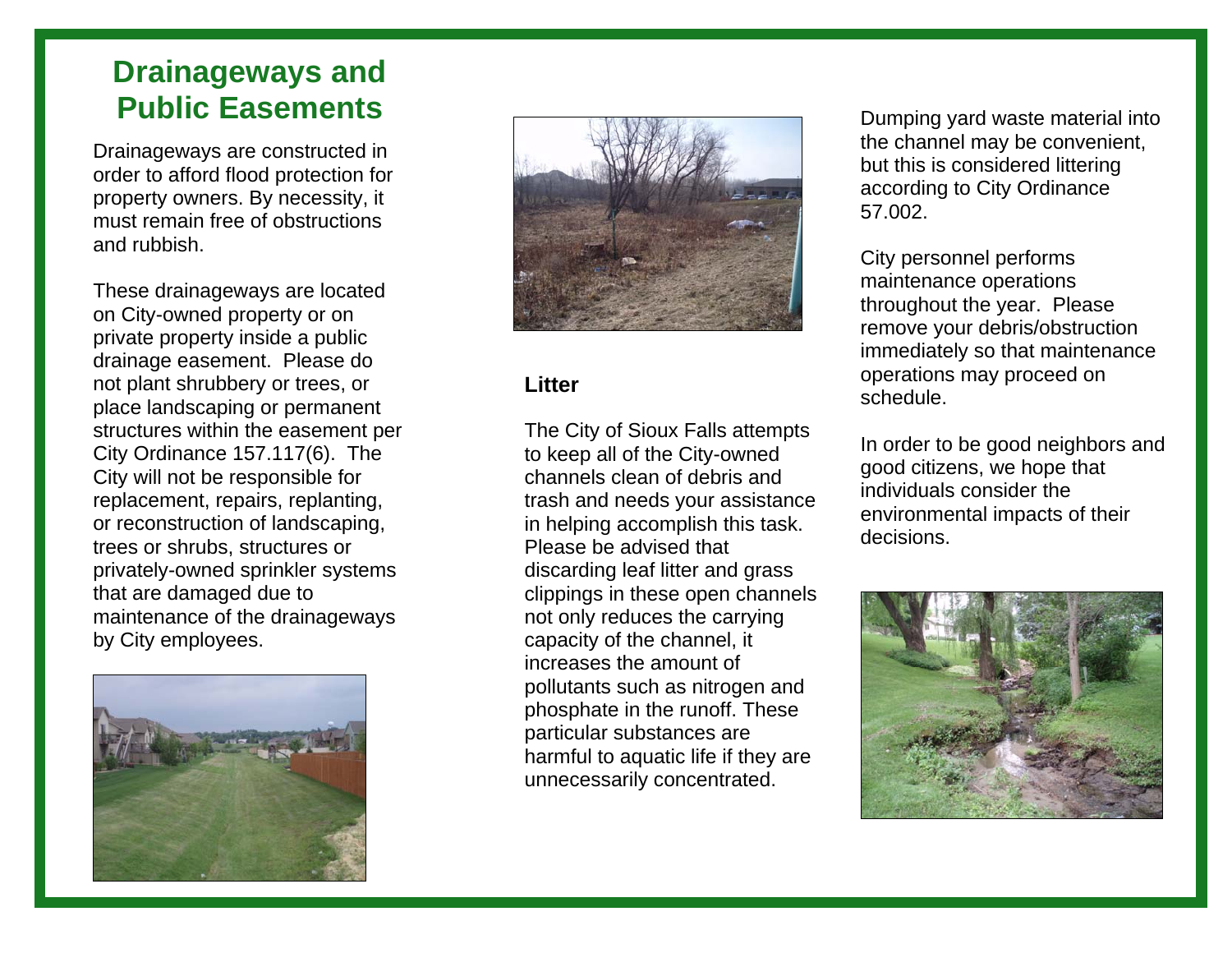# Drainageways and Public Easements

Drainageways are constructed in order to afford flood protection for property owners. By necessity, it must remain free of obstructions and rubbish.

These drainageways are located on City-owned property or on private property inside a public drainage easement. Please do not plant shrubbery or trees, or place landscaping or permanent structures within the easement per City Ordinance 157.117(6). The City will not be responsible for replacement, repairs, replanting, or reconstruction of landscaping, trees or shrubs, structures or privately-owned sprinkler systems that are damaged due to maintenance of the drainageways by City employees.

## Litter

The City of Sioux Falls attempts to keep all of the City-owned channels clean of debris and trash and needs your assistance in helping accomplish this task. Please be advised that discarding leaf litter and grass clippings in these open channels not only reduces the carrying capacity of the channel, it increases the amount of pollutants such as nitrogen and phosphate in the runoff. These particular substances are harmful to aquatic life if they are unnecessarily concentrated.

Dumping yard waste material into the channel may be convenient, but this is considered littering according to City Ordinance 57.002.

City personnel performs maintenance operations throughout the year. Please remove your debris/obstruction immediately so that maintenance operations may proceed on schedule.

In order to be good neighbors and good citizens, we hope that individuals consider the environmental impacts of their decisions.